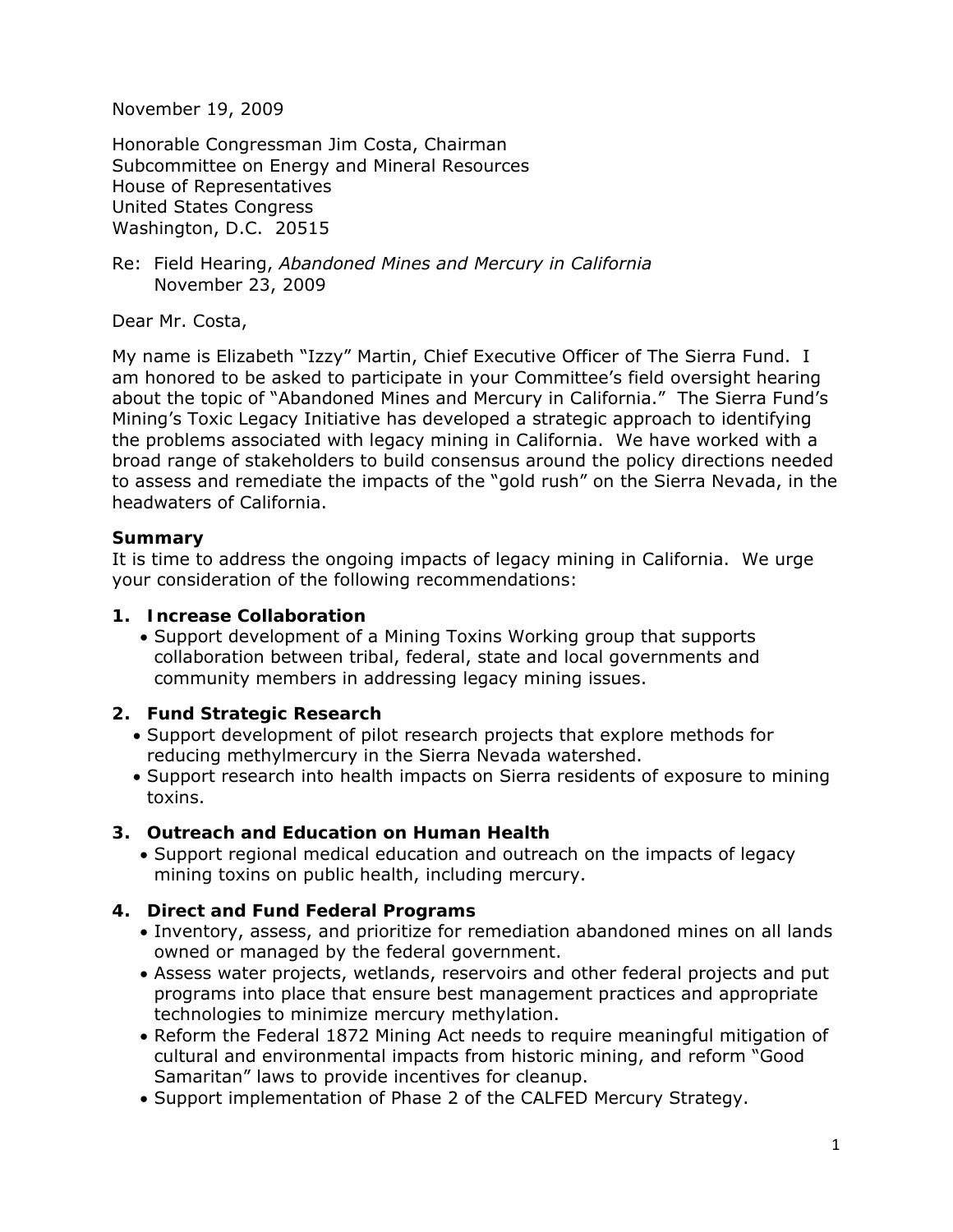November 19, 2009

Honorable Congressman Jim Costa, Chairman
Subcommittee on Energy and Mineral Resources
House of Representatives
United States Congress
Washington, D.C. 20515

Re: Field Hearing, *Abandoned Mines and Mercury in California*
November 23, 2009

Dear Mr. Costa,

My name is Elizabeth "Izzy" Martin, Chief Executive Officer of The Sierra Fund. I am honored to be asked to participate in your Committee's field oversight hearing about the topic of "Abandoned Mines and Mercury in California." The Sierra Fund's Mining's Toxic Legacy Initiative has developed a strategic approach to identifying the problems associated with legacy mining in California. We have worked with a broad range of stakeholders to build consensus around the policy directions needed to assess and remediate the impacts of the "gold rush" on the Sierra Nevada, in the headwaters of California.

**Summary**

It is time to address the ongoing impacts of legacy mining in California. We urge your consideration of the following recommendations:

1. **Increase Collaboration**
   - Support development of a Mining Toxins Working group that supports collaboration between tribal, federal, state and local governments and community members in addressing legacy mining issues.

2. **Fund Strategic Research**
   - Support development of pilot research projects that explore methods for reducing methylmercury in the Sierra Nevada watershed.
   - Support research into health impacts on Sierra residents of exposure to mining toxins.

3. **Outreach and Education on Human Health**
   - Support regional medical education and outreach on the impacts of legacy mining toxins on public health, including mercury.

4. **Direct and Fund Federal Programs**
   - Inventory, assess, and prioritize for remediation abandoned mines on all lands owned or managed by the federal government.
   - Assess water projects, wetlands, reservoirs and other federal projects and put programs into place that ensure best management practices and appropriate technologies to minimize mercury methylation.
   - Reform the Federal 1872 Mining Act needs to require meaningful mitigation of cultural and environmental impacts from historic mining, and reform "Good Samaritan" laws to provide incentives for cleanup.
   - Support implementation of Phase 2 of the CALFED Mercury Strategy.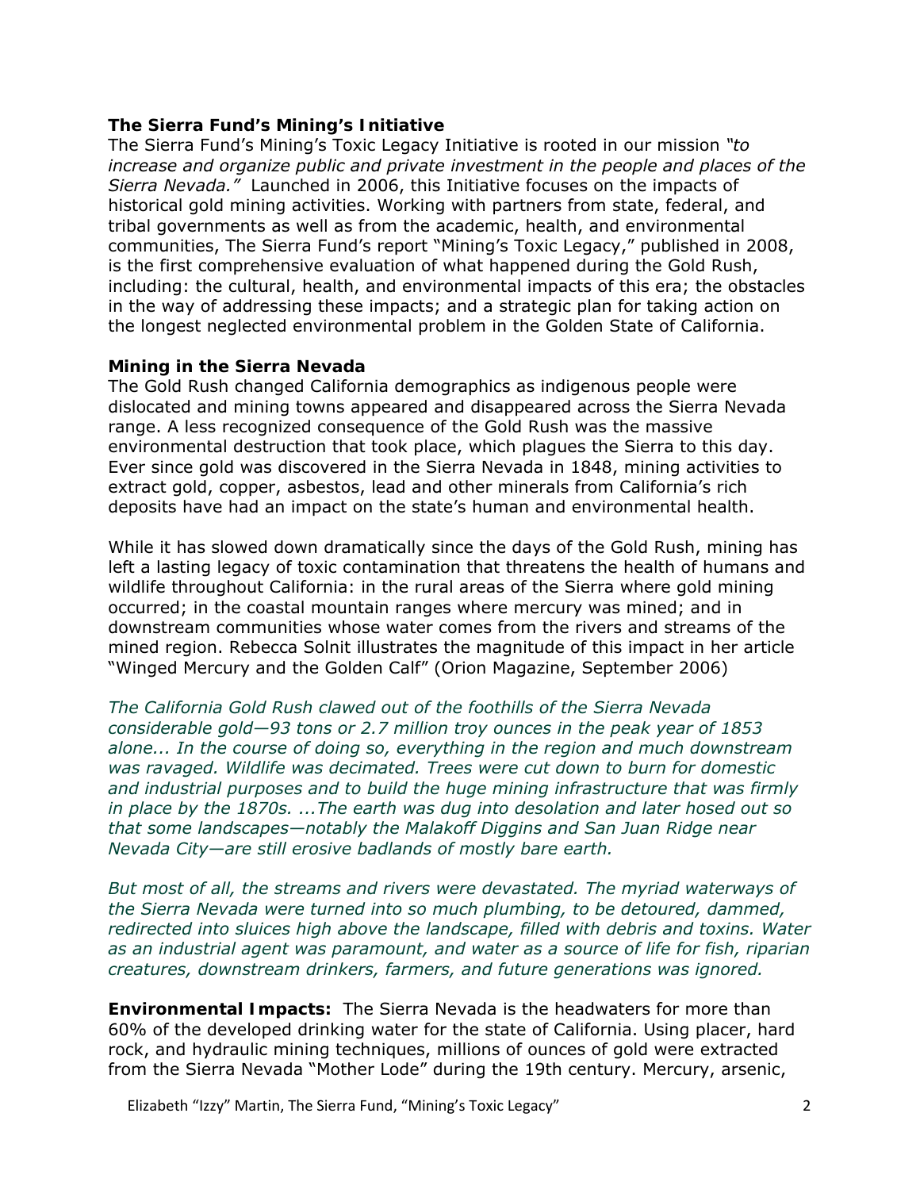**The Sierra Fund's Mining's Initiative**

The Sierra Fund's Mining's Toxic Legacy Initiative is rooted in our mission *"to increase and organize public and private investment in the people and places of the Sierra Nevada."* Launched in 2006, this Initiative focuses on the impacts of historical gold mining activities. Working with partners from state, federal, and tribal governments as well as from the academic, health, and environmental communities, The Sierra Fund's report "Mining's Toxic Legacy," published in 2008, is the first comprehensive evaluation of what happened during the Gold Rush, including: the cultural, health, and environmental impacts of this era; the obstacles in the way of addressing these impacts; and a strategic plan for taking action on the longest neglected environmental problem in the Golden State of California.

**Mining in the Sierra Nevada**

The Gold Rush changed California demographics as indigenous people were dislocated and mining towns appeared and disappeared across the Sierra Nevada range. A less recognized consequence of the Gold Rush was the massive environmental destruction that took place, which plagues the Sierra to this day. Ever since gold was discovered in the Sierra Nevada in 1848, mining activities to extract gold, copper, asbestos, lead and other minerals from California's rich deposits have had an impact on the state's human and environmental health.

While it has slowed down dramatically since the days of the Gold Rush, mining has left a lasting legacy of toxic contamination that threatens the health of humans and wildlife throughout California: in the rural areas of the Sierra where gold mining occurred; in the coastal mountain ranges where mercury was mined; and in downstream communities whose water comes from the rivers and streams of the mined region. Rebecca Solnit illustrates the magnitude of this impact in her article "Winged Mercury and the Golden Calf" (Orion Magazine, September 2006)

*The California Gold Rush clawed out of the foothills of the Sierra Nevada considerable gold—93 tons or 2.7 million troy ounces in the peak year of 1853 alone... In the course of doing so, everything in the region and much downstream was ravaged. Wildlife was decimated. Trees were cut down to burn for domestic and industrial purposes and to build the huge mining infrastructure that was firmly in place by the 1870s. ...The earth was dug into desolation and later hosed out so that some landscapes—notably the Malakoff Diggins and San Juan Ridge near Nevada City—are still erosive badlands of mostly bare earth.*

*But most of all, the streams and rivers were devastated. The myriad waterways of the Sierra Nevada were turned into so much plumbing, to be detoured, dammed, redirected into sluices high above the landscape, filled with debris and toxins. Water as an industrial agent was paramount, and water as a source of life for fish, riparian creatures, downstream drinkers, farmers, and future generations was ignored.*

**Environmental Impacts:** The Sierra Nevada is the headwaters for more than 60% of the developed drinking water for the state of California. Using placer, hard rock, and hydraulic mining techniques, millions of ounces of gold were extracted from the Sierra Nevada "Mother Lode" during the 19th century. Mercury, arsenic,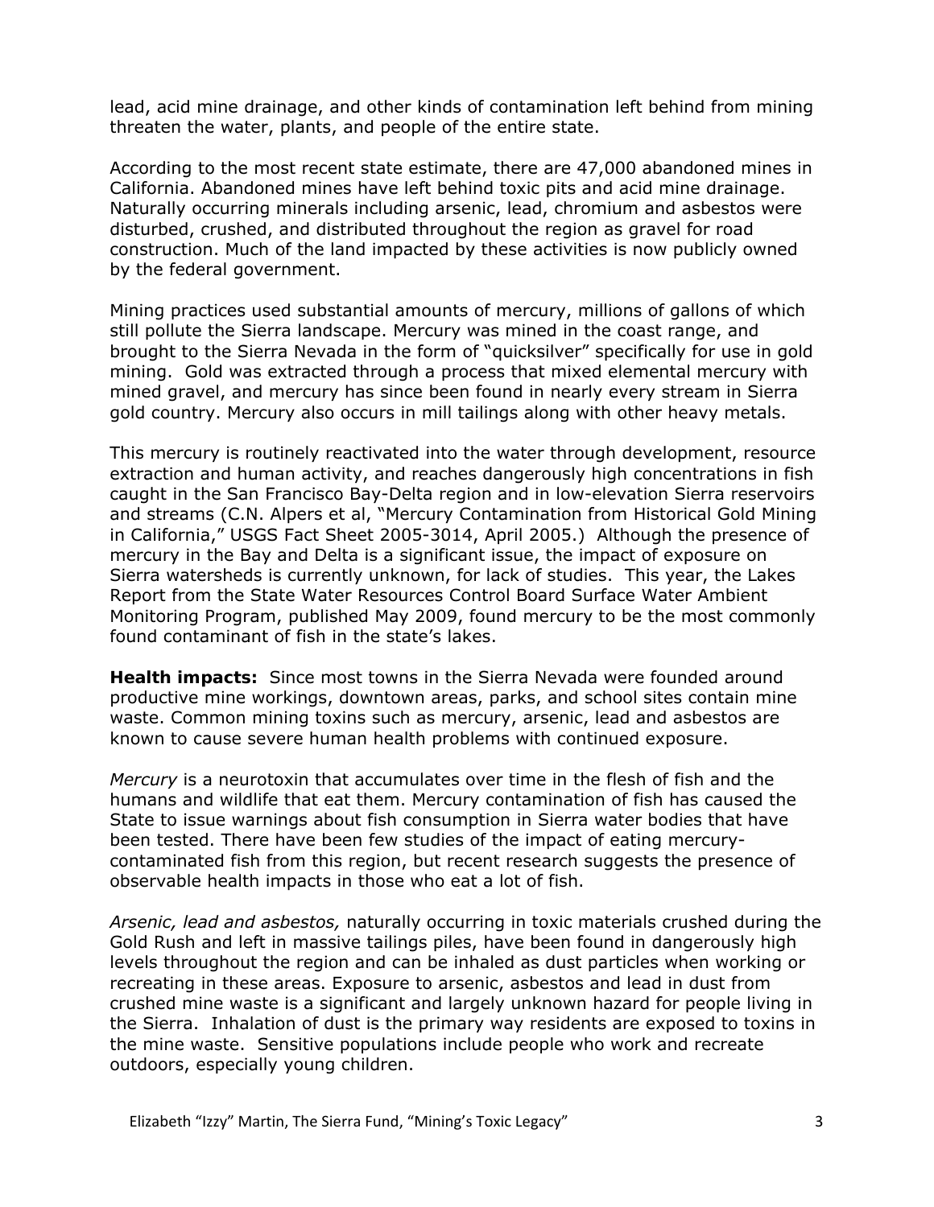lead, acid mine drainage, and other kinds of contamination left behind from mining threaten the water, plants, and people of the entire state.

According to the most recent state estimate, there are 47,000 abandoned mines in California. Abandoned mines have left behind toxic pits and acid mine drainage. Naturally occurring minerals including arsenic, lead, chromium and asbestos were disturbed, crushed, and distributed throughout the region as gravel for road construction. Much of the land impacted by these activities is now publicly owned by the federal government.

Mining practices used substantial amounts of mercury, millions of gallons of which still pollute the Sierra landscape. Mercury was mined in the coast range, and brought to the Sierra Nevada in the form of "quicksilver" specifically for use in gold mining. Gold was extracted through a process that mixed elemental mercury with mined gravel, and mercury has since been found in nearly every stream in Sierra gold country. Mercury also occurs in mill tailings along with other heavy metals.

This mercury is routinely reactivated into the water through development, resource extraction and human activity, and reaches dangerously high concentrations in fish caught in the San Francisco Bay-Delta region and in low-elevation Sierra reservoirs and streams (C.N. Alpers et al, "Mercury Contamination from Historical Gold Mining in California," USGS Fact Sheet 2005-3014, April 2005.) Although the presence of mercury in the Bay and Delta is a significant issue, the impact of exposure on Sierra watersheds is currently unknown, for lack of studies. This year, the Lakes Report from the State Water Resources Control Board Surface Water Ambient Monitoring Program, published May 2009, found mercury to be the most commonly found contaminant of fish in the state's lakes.

**Health impacts:** Since most towns in the Sierra Nevada were founded around productive mine workings, downtown areas, parks, and school sites contain mine waste. Common mining toxins such as mercury, arsenic, lead and asbestos are known to cause severe human health problems with continued exposure.

*Mercury* is a neurotoxin that accumulates over time in the flesh of fish and the humans and wildlife that eat them. Mercury contamination of fish has caused the State to issue warnings about fish consumption in Sierra water bodies that have been tested. There have been few studies of the impact of eating mercury-contaminated fish from this region, but recent research suggests the presence of observable health impacts in those who eat a lot of fish.

*Arsenic, lead and asbestos,* naturally occurring in toxic materials crushed during the Gold Rush and left in massive tailings piles, have been found in dangerously high levels throughout the region and can be inhaled as dust particles when working or recreating in these areas. Exposure to arsenic, asbestos and lead in dust from crushed mine waste is a significant and largely unknown hazard for people living in the Sierra. Inhalation of dust is the primary way residents are exposed to toxins in the mine waste. Sensitive populations include people who work and recreate outdoors, especially young children.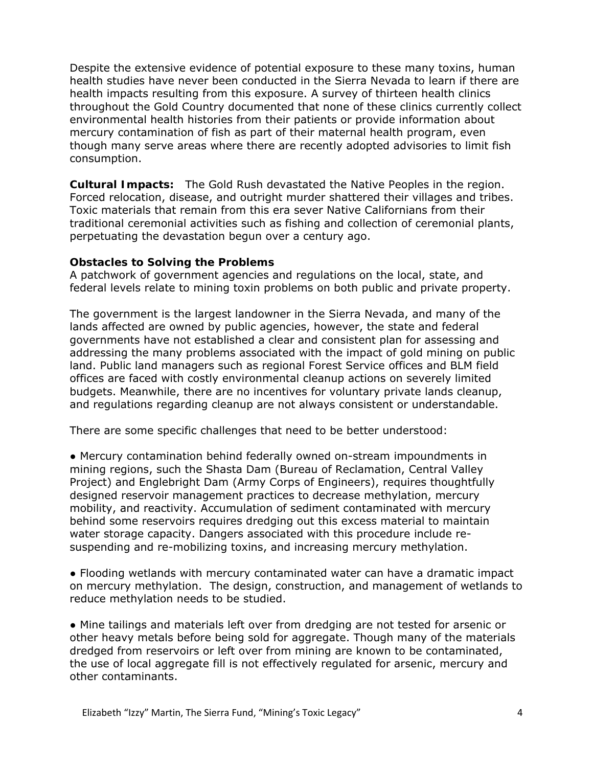Despite the extensive evidence of potential exposure to these many toxins, human health studies have never been conducted in the Sierra Nevada to learn if there are health impacts resulting from this exposure. A survey of thirteen health clinics throughout the Gold Country documented that none of these clinics currently collect environmental health histories from their patients or provide information about mercury contamination of fish as part of their maternal health program, even though many serve areas where there are recently adopted advisories to limit fish consumption.

**Cultural Impacts:** The Gold Rush devastated the Native Peoples in the region. Forced relocation, disease, and outright murder shattered their villages and tribes. Toxic materials that remain from this era sever Native Californians from their traditional ceremonial activities such as fishing and collection of ceremonial plants, perpetuating the devastation begun over a century ago.

**Obstacles to Solving the Problems**

A patchwork of government agencies and regulations on the local, state, and federal levels relate to mining toxin problems on both public and private property.

The government is the largest landowner in the Sierra Nevada, and many of the lands affected are owned by public agencies, however, the state and federal governments have not established a clear and consistent plan for assessing and addressing the many problems associated with the impact of gold mining on public land. Public land managers such as regional Forest Service offices and BLM field offices are faced with costly environmental cleanup actions on severely limited budgets. Meanwhile, there are no incentives for voluntary private lands cleanup, and regulations regarding cleanup are not always consistent or understandable.

There are some specific challenges that need to be better understood:

- Mercury contamination behind federally owned on-stream impoundments in mining regions, such the Shasta Dam (Bureau of Reclamation, Central Valley Project) and Englebright Dam (Army Corps of Engineers), requires thoughtfully designed reservoir management practices to decrease methylation, mercury mobility, and reactivity. Accumulation of sediment contaminated with mercury behind some reservoirs requires dredging out this excess material to maintain water storage capacity. Dangers associated with this procedure include re-suspending and re-mobilizing toxins, and increasing mercury methylation.

- Flooding wetlands with mercury contaminated water can have a dramatic impact on mercury methylation. The design, construction, and management of wetlands to reduce methylation needs to be studied.

- Mine tailings and materials left over from dredging are not tested for arsenic or other heavy metals before being sold for aggregate. Though many of the materials dredged from reservoirs or left over from mining are known to be contaminated, the use of local aggregate fill is not effectively regulated for arsenic, mercury and other contaminants.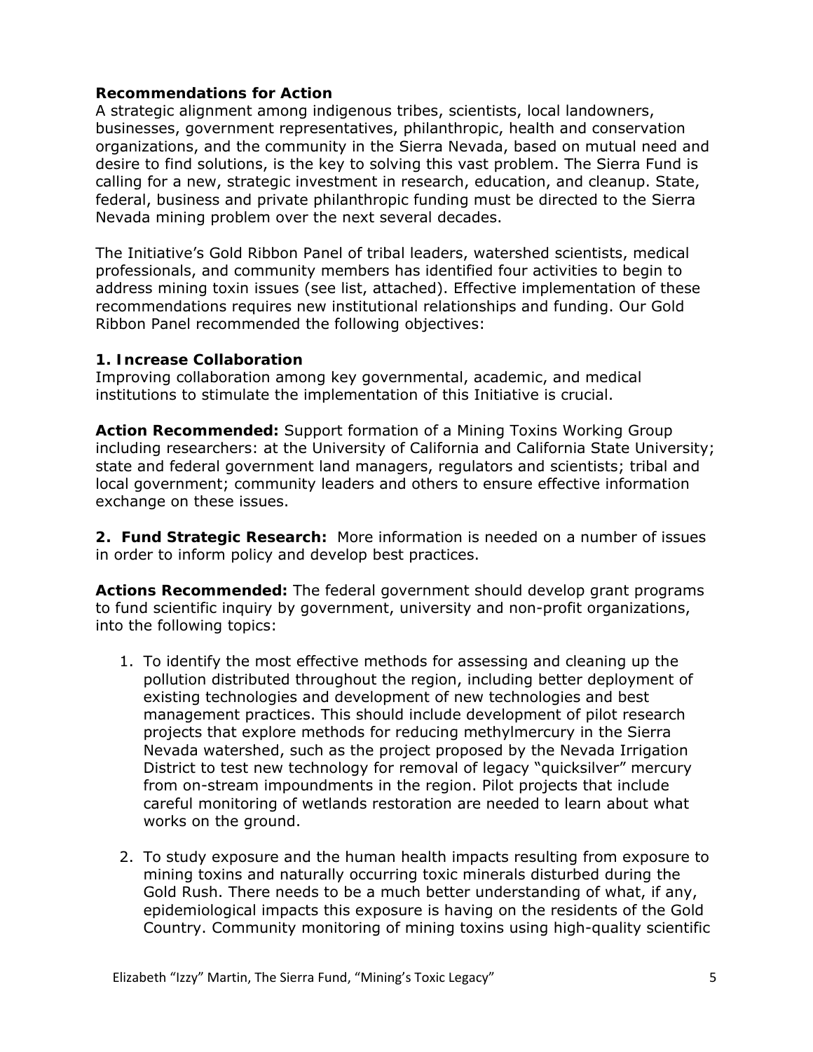**Recommendations for Action**

A strategic alignment among indigenous tribes, scientists, local landowners, businesses, government representatives, philanthropic, health and conservation organizations, and the community in the Sierra Nevada, based on mutual need and desire to find solutions, is the key to solving this vast problem. The Sierra Fund is calling for a new, strategic investment in research, education, and cleanup. State, federal, business and private philanthropic funding must be directed to the Sierra Nevada mining problem over the next several decades.

The Initiative's Gold Ribbon Panel of tribal leaders, watershed scientists, medical professionals, and community members has identified four activities to begin to address mining toxin issues (see list, attached). Effective implementation of these recommendations requires new institutional relationships and funding. Our Gold Ribbon Panel recommended the following objectives:

**1. Increase Collaboration**

Improving collaboration among key governmental, academic, and medical institutions to stimulate the implementation of this Initiative is crucial.

**Action Recommended:** Support formation of a Mining Toxins Working Group including researchers: at the University of California and California State University; state and federal government land managers, regulators and scientists; tribal and local government; community leaders and others to ensure effective information exchange on these issues.

**2. Fund Strategic Research:** More information is needed on a number of issues in order to inform policy and develop best practices.

**Actions Recommended:** The federal government should develop grant programs to fund scientific inquiry by government, university and non-profit organizations, into the following topics:

1. To identify the most effective methods for assessing and cleaning up the pollution distributed throughout the region, including better deployment of existing technologies and development of new technologies and best management practices. This should include development of pilot research projects that explore methods for reducing methylmercury in the Sierra Nevada watershed, such as the project proposed by the Nevada Irrigation District to test new technology for removal of legacy "quicksilver" mercury from on-stream impoundments in the region. Pilot projects that include careful monitoring of wetlands restoration are needed to learn about what works on the ground.

2. To study exposure and the human health impacts resulting from exposure to mining toxins and naturally occurring toxic minerals disturbed during the Gold Rush. There needs to be a much better understanding of what, if any, epidemiological impacts this exposure is having on the residents of the Gold Country. Community monitoring of mining toxins using high-quality scientific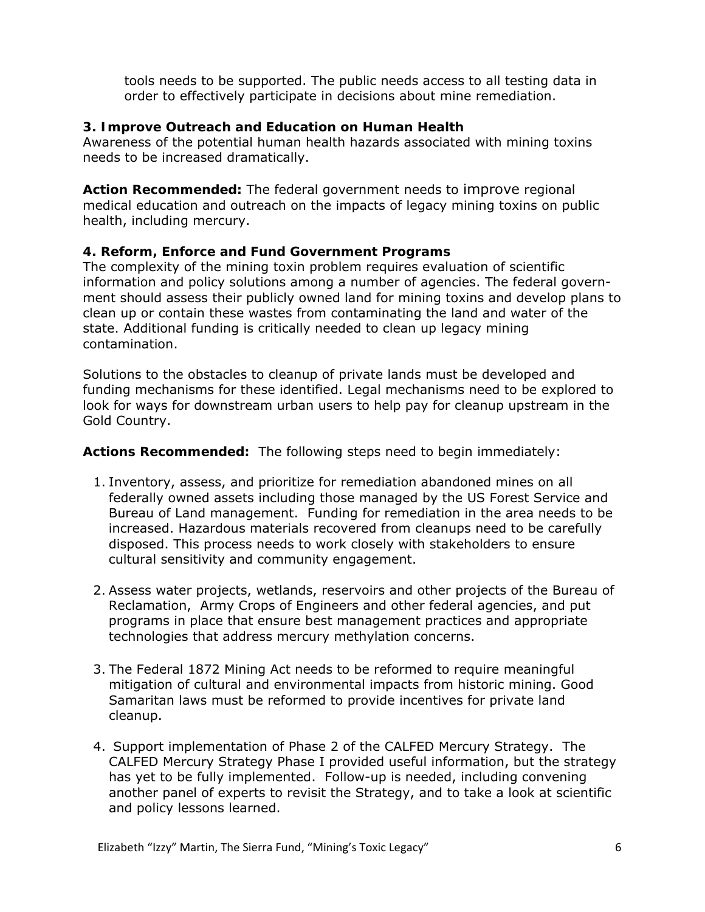tools needs to be supported. The public needs access to all testing data in order to effectively participate in decisions about mine remediation.

### 3. Improve Outreach and Education on Human Health

Awareness of the potential human health hazards associated with mining toxins needs to be increased dramatically.

**Action Recommended:** The federal government needs to improve regional medical education and outreach on the impacts of legacy mining toxins on public health, including mercury.

### 4. Reform, Enforce and Fund Government Programs

The complexity of the mining toxin problem requires evaluation of scientific information and policy solutions among a number of agencies. The federal government should assess their publicly owned land for mining toxins and develop plans to clean up or contain these wastes from contaminating the land and water of the state. Additional funding is critically needed to clean up legacy mining contamination.

Solutions to the obstacles to cleanup of private lands must be developed and funding mechanisms for these identified. Legal mechanisms need to be explored to look for ways for downstream urban users to help pay for cleanup upstream in the Gold Country.

**Actions Recommended:** The following steps need to begin immediately:

1. Inventory, assess, and prioritize for remediation abandoned mines on all federally owned assets including those managed by the US Forest Service and Bureau of Land management. Funding for remediation in the area needs to be increased. Hazardous materials recovered from cleanups need to be carefully disposed. This process needs to work closely with stakeholders to ensure cultural sensitivity and community engagement.

2. Assess water projects, wetlands, reservoirs and other projects of the Bureau of Reclamation, Army Crops of Engineers and other federal agencies, and put programs in place that ensure best management practices and appropriate technologies that address mercury methylation concerns.

3. The Federal 1872 Mining Act needs to be reformed to require meaningful mitigation of cultural and environmental impacts from historic mining. Good Samaritan laws must be reformed to provide incentives for private land cleanup.

4. Support implementation of Phase 2 of the CALFED Mercury Strategy. The CALFED Mercury Strategy Phase I provided useful information, but the strategy has yet to be fully implemented. Follow-up is needed, including convening another panel of experts to revisit the Strategy, and to take a look at scientific and policy lessons learned.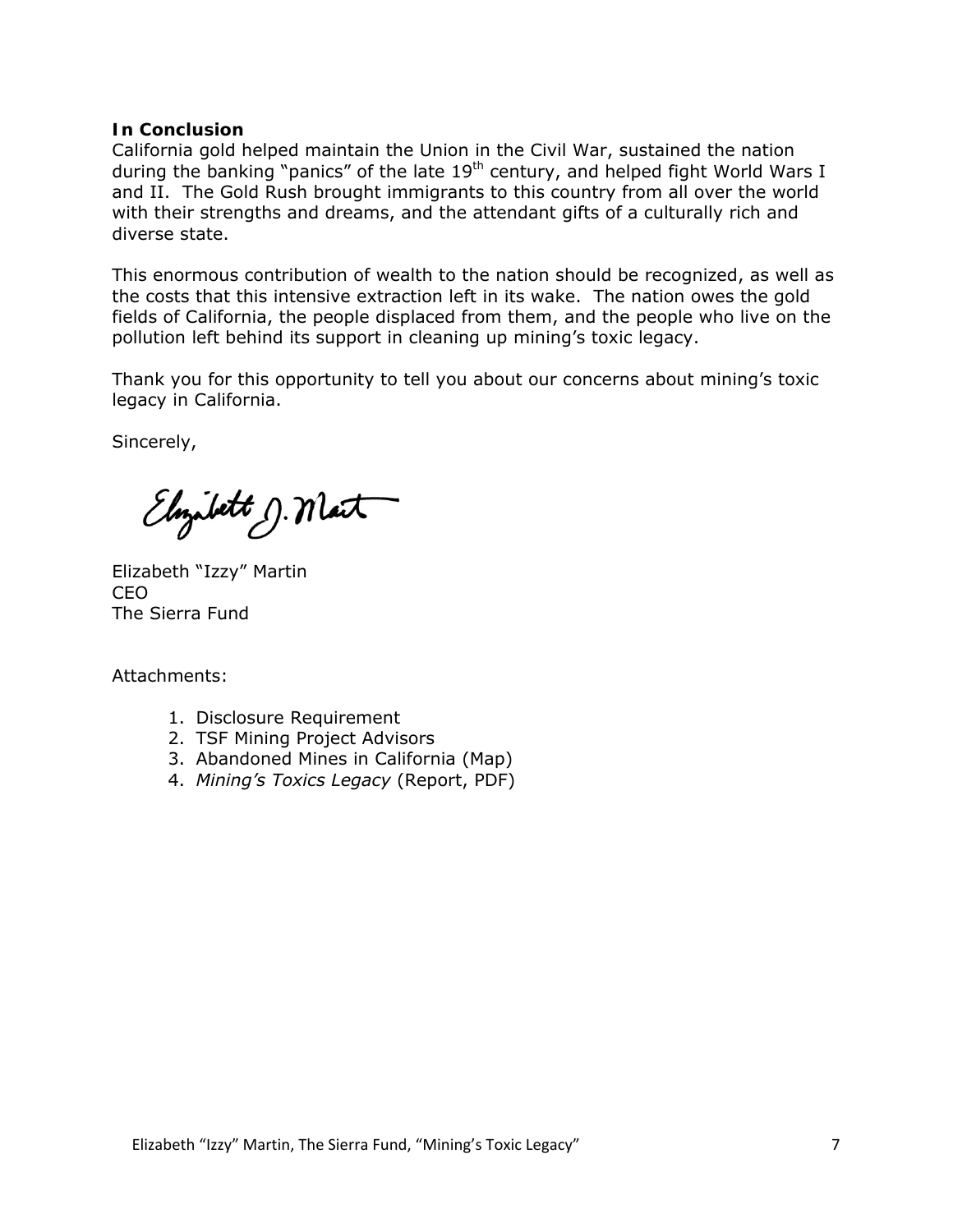**In Conclusion**

California gold helped maintain the Union in the Civil War, sustained the nation during the banking "panics" of the late 19th century, and helped fight World Wars I and II. The Gold Rush brought immigrants to this country from all over the world with their strengths and dreams, and the attendant gifts of a culturally rich and diverse state.

This enormous contribution of wealth to the nation should be recognized, as well as the costs that this intensive extraction left in its wake. The nation owes the gold fields of California, the people displaced from them, and the people who live on the pollution left behind its support in cleaning up mining's toxic legacy.

Thank you for this opportunity to tell you about our concerns about mining's toxic legacy in California.

Sincerely,

Elizabeth "Izzy" Martin
CEO
The Sierra Fund

Attachments:

1. Disclosure Requirement
2. TSF Mining Project Advisors
3. Abandoned Mines in California (Map)
4. *Mining's Toxics Legacy* (Report, PDF)